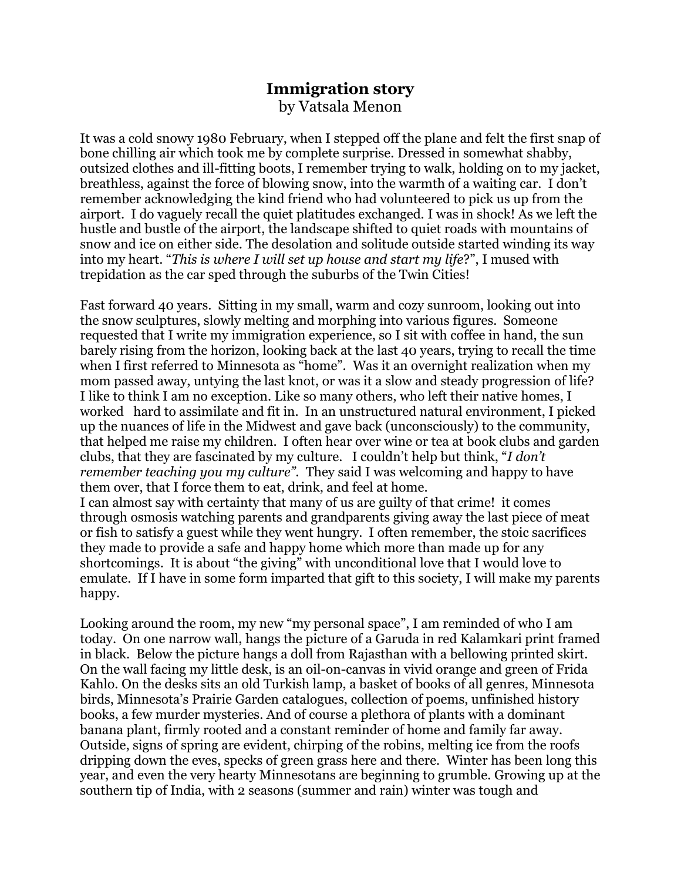# Immigration story

by Vatsala Menon

It was a cold snowy 1980 February, when I stepped off the plane and felt the first snap of bone chilling air which took me by complete surprise. Dressed in somewhat shabby, outsized clothes and ill-fitting boots, I remember trying to walk, holding on to my jacket, breathless, against the force of blowing snow, into the warmth of a waiting car. I don't remember acknowledging the kind friend who had volunteered to pick us up from the airport. I do vaguely recall the quiet platitudes exchanged. I was in shock! As we left the hustle and bustle of the airport, the landscape shifted to quiet roads with mountains of snow and ice on either side. The desolation and solitude outside started winding its way into my heart. "*This is where I will set up house and start my life*?", I mused with trepidation as the car sped through the suburbs of the Twin Cities!

Fast forward 40 years. Sitting in my small, warm and cozy sunroom, looking out into the snow sculptures, slowly melting and morphing into various figures. Someone requested that I write my immigration experience, so I sit with coffee in hand, the sun barely rising from the horizon, looking back at the last 40 years, trying to recall the time when I first referred to Minnesota as "home". Was it an overnight realization when my mom passed away, untying the last knot, or was it a slow and steady progression of life? I like to think I am no exception. Like so many others, who left their native homes, I worked hard to assimilate and fit in. In an unstructured natural environment, I picked up the nuances of life in the Midwest and gave back (unconsciously) to the community, that helped me raise my children. I often hear over wine or tea at book clubs and garden clubs, that they are fascinated by my culture. I couldn't help but think, "*I don't remember teaching you my culture".* They said I was welcoming and happy to have them over, that I force them to eat, drink, and feel at home.
I can almost say with certainty that many of us are guilty of that crime! it comes through osmosis watching parents and grandparents giving away the last piece of meat or fish to satisfy a guest while they went hungry. I often remember, the stoic sacrifices they made to provide a safe and happy home which more than made up for any shortcomings. It is about "the giving" with unconditional love that I would love to emulate. If I have in some form imparted that gift to this society, I will make my parents happy.

Looking around the room, my new "my personal space", I am reminded of who I am today. On one narrow wall, hangs the picture of a Garuda in red Kalamkari print framed in black. Below the picture hangs a doll from Rajasthan with a bellowing printed skirt. On the wall facing my little desk, is an oil-on-canvas in vivid orange and green of Frida Kahlo. On the desks sits an old Turkish lamp, a basket of books of all genres, Minnesota birds, Minnesota's Prairie Garden catalogues, collection of poems, unfinished history books, a few murder mysteries. And of course a plethora of plants with a dominant banana plant, firmly rooted and a constant reminder of home and family far away. Outside, signs of spring are evident, chirping of the robins, melting ice from the roofs dripping down the eves, specks of green grass here and there. Winter has been long this year, and even the very hearty Minnesotans are beginning to grumble. Growing up at the southern tip of India, with 2 seasons (summer and rain) winter was tough and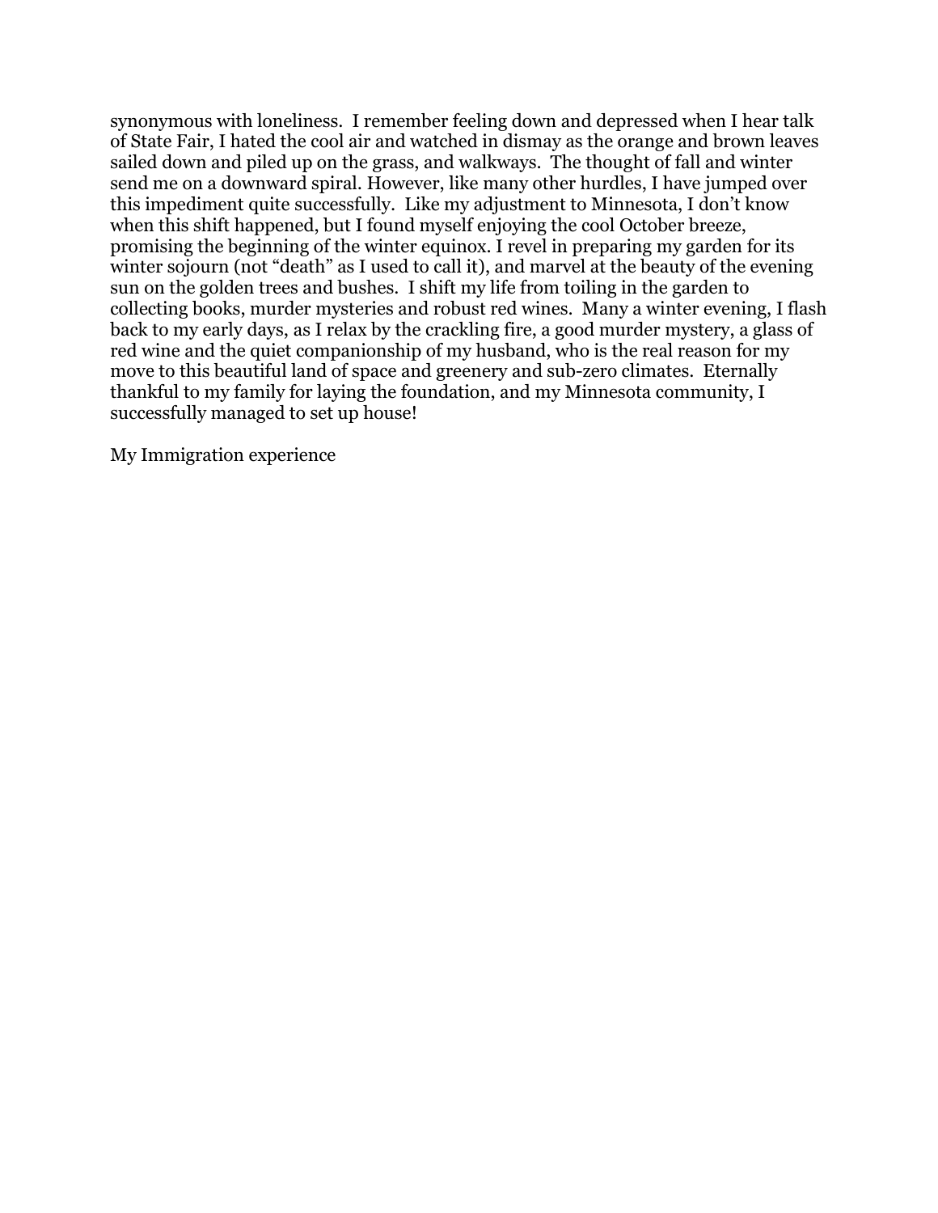synonymous with loneliness. I remember feeling down and depressed when I hear talk of State Fair, I hated the cool air and watched in dismay as the orange and brown leaves sailed down and piled up on the grass, and walkways. The thought of fall and winter send me on a downward spiral. However, like many other hurdles, I have jumped over this impediment quite successfully. Like my adjustment to Minnesota, I don't know when this shift happened, but I found myself enjoying the cool October breeze, promising the beginning of the winter equinox. I revel in preparing my garden for its winter sojourn (not "death" as I used to call it), and marvel at the beauty of the evening sun on the golden trees and bushes. I shift my life from toiling in the garden to collecting books, murder mysteries and robust red wines. Many a winter evening, I flash back to my early days, as I relax by the crackling fire, a good murder mystery, a glass of red wine and the quiet companionship of my husband, who is the real reason for my move to this beautiful land of space and greenery and sub-zero climates. Eternally thankful to my family for laying the foundation, and my Minnesota community, I successfully managed to set up house!

My Immigration experience